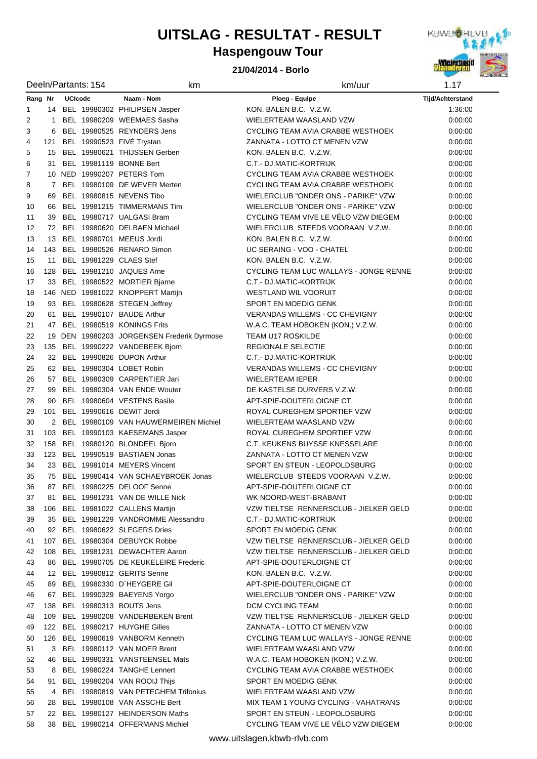# UITSLAG - RESULTAT - RESULT

## Haspengouw Tour

**21/04/2014 - Borlo**

Deeln/Partants: 154 km km/uur 1.17

| Rang | Nr | UCIcode | | Naam - Nom | Ploeg - Equipe | Tijd/Achterstand |
|---|---|---|---|---|---|---|
| 1 | 14 | BEL | 19980302 | PHILIPSEN Jasper | KON. BALEN B.C. V.Z.W. | 1:36:00 |
| 2 | 1 | BEL | 19980209 | WEEMAES Sasha | WIELERTEAM WAASLAND VZW | 0:00:00 |
| 3 | 6 | BEL | 19980525 | REYNDERS Jens | CYCLING TEAM AVIA CRABBE WESTHOEK | 0:00:00 |
| 4 | 121 | BEL | 19990523 | FIVÉ Trystan | ZANNATA - LOTTO CT MENEN VZW | 0:00:00 |
| 5 | 15 | BEL | 19980621 | THIJSSEN Gerben | KON. BALEN B.C. V.Z.W. | 0:00:00 |
| 6 | 31 | BEL | 19981119 | BONNE Bert | C.T.- DJ.MATIC-KORTRIJK | 0:00:00 |
| 7 | 10 | NED | 19990207 | PETERS Tom | CYCLING TEAM AVIA CRABBE WESTHOEK | 0:00:00 |
| 8 | 7 | BEL | 19980109 | DE WEVER Merten | CYCLING TEAM AVIA CRABBE WESTHOEK | 0:00:00 |
| 9 | 69 | BEL | 19980815 | NEVENS Tibo | WIELERCLUB "ONDER ONS - PARIKE" VZW | 0:00:00 |
| 10 | 66 | BEL | 19981215 | TIMMERMANS Tim | WIELERCLUB "ONDER ONS - PARIKE" VZW | 0:00:00 |
| 11 | 39 | BEL | 19980717 | UALGASI Bram | CYCLING TEAM VIVE LE VÉLO VZW DIEGEM | 0:00:00 |
| 12 | 72 | BEL | 19980620 | DELBAEN Michael | WIELERCLUB STEEDS VOORAAN V.Z.W. | 0:00:00 |
| 13 | 13 | BEL | 19980701 | MEEUS Jordi | KON. BALEN B.C. V.Z.W. | 0:00:00 |
| 14 | 143 | BEL | 19980526 | RENARD Simon | UC SERAING - VOO - CHATEL | 0:00:00 |
| 15 | 11 | BEL | 19981229 | CLAES Stef | KON. BALEN B.C. V.Z.W. | 0:00:00 |
| 16 | 128 | BEL | 19981210 | JAQUES Arne | CYCLING TEAM LUC WALLAYS - JONGE RENNE | 0:00:00 |
| 17 | 33 | BEL | 19980522 | MORTIER Bjarne | C.T.- DJ.MATIC-KORTRIJK | 0:00:00 |
| 18 | 146 | NED | 19981022 | KNOPPERT Martijn | WESTLAND WIL VOORUIT | 0:00:00 |
| 19 | 93 | BEL | 19980628 | STEGEN Jeffrey | SPORT EN MOEDIG GENK | 0:00:00 |
| 20 | 61 | BEL | 19980107 | BAUDE Arthur | VERANDAS WILLEMS - CC CHEVIGNY | 0:00:00 |
| 21 | 47 | BEL | 19980519 | KONINGS Frits | W.A.C. TEAM HOBOKEN (KON.) V.Z.W. | 0:00:00 |
| 22 | 19 | DEN | 19980203 | JORGENSEN Frederik Dyrmose | TEAM U17 ROSKILDE | 0:00:00 |
| 23 | 135 | BEL | 19990222 | VANDEBEEK Bjorn | REGIONALE SELECTIE | 0:00:00 |
| 24 | 32 | BEL | 19990826 | DUPON Arthur | C.T.- DJ.MATIC-KORTRIJK | 0:00:00 |
| 25 | 62 | BEL | 19980304 | LOBET Robin | VERANDAS WILLEMS - CC CHEVIGNY | 0:00:00 |
| 26 | 57 | BEL | 19980309 | CARPENTIER Jari | WIELERTEAM IEPER | 0:00:00 |
| 27 | 99 | BEL | 19980304 | VAN ENDE Wouter | DE KASTELSE DURVERS V.Z.W. | 0:00:00 |
| 28 | 90 | BEL | 19980604 | VESTENS Basile | APT-SPIE-DOUTERLOIGNE CT | 0:00:00 |
| 29 | 101 | BEL | 19990616 | DEWIT Jordi | ROYAL CUREGHEM SPORTIEF VZW | 0:00:00 |
| 30 | 2 | BEL | 19980109 | VAN HAUWERMEIREN Michiel | WIELERTEAM WAASLAND VZW | 0:00:00 |
| 31 | 103 | BEL | 19990103 | KAESEMANS Jasper | ROYAL CUREGHEM SPORTIEF VZW | 0:00:00 |
| 32 | 158 | BEL | 19980120 | BLONDEEL Bjorn | C.T. KEUKENS BUYSSE KNESSELARE | 0:00:00 |
| 33 | 123 | BEL | 19990519 | BASTIAEN Jonas | ZANNATA - LOTTO CT MENEN VZW | 0:00:00 |
| 34 | 23 | BEL | 19981014 | MEYERS Vincent | SPORT EN STEUN - LEOPOLDSBURG | 0:00:00 |
| 35 | 75 | BEL | 19980414 | VAN SCHAEYBROEK Jonas | WIELERCLUB STEEDS VOORAAN V.Z.W. | 0:00:00 |
| 36 | 87 | BEL | 19980225 | DELOOF Senne | APT-SPIE-DOUTERLOIGNE CT | 0:00:00 |
| 37 | 81 | BEL | 19981231 | VAN DE WILLE Nick | WK NOORD-WEST-BRABANT | 0:00:00 |
| 38 | 106 | BEL | 19981022 | CALLENS Martijn | VZW TIELTSE RENNERSCLUB - JIELKER GELD | 0:00:00 |
| 39 | 35 | BEL | 19981229 | VANDROMME Alessandro | C.T.- DJ.MATIC-KORTRIJK | 0:00:00 |
| 40 | 92 | BEL | 19980622 | SLEGERS Dries | SPORT EN MOEDIG GENK | 0:00:00 |
| 41 | 107 | BEL | 19980304 | DEBUYCK Robbe | VZW TIELTSE RENNERSCLUB - JIELKER GELD | 0:00:00 |
| 42 | 108 | BEL | 19981231 | DEWACHTER Aaron | VZW TIELTSE RENNERSCLUB - JIELKER GELD | 0:00:00 |
| 43 | 86 | BEL | 19980705 | DE KEUKELEIRE Frederic | APT-SPIE-DOUTERLOIGNE CT | 0:00:00 |
| 44 | 12 | BEL | 19980812 | GERITS Senne | KON. BALEN B.C. V.Z.W. | 0:00:00 |
| 45 | 89 | BEL | 19980330 | D´HEYGERE Gil | APT-SPIE-DOUTERLOIGNE CT | 0:00:00 |
| 46 | 67 | BEL | 19990329 | BAEYENS Yorgo | WIELERCLUB "ONDER ONS - PARIKE" VZW | 0:00:00 |
| 47 | 138 | BEL | 19980313 | BOUTS Jens | DCM CYCLING TEAM | 0:00:00 |
| 48 | 109 | BEL | 19980208 | VANDERBEKEN Brent | VZW TIELTSE RENNERSCLUB - JIELKER GELD | 0:00:00 |
| 49 | 122 | BEL | 19980217 | HUYGHE Gilles | ZANNATA - LOTTO CT MENEN VZW | 0:00:00 |
| 50 | 126 | BEL | 19980619 | VANBORM Kenneth | CYCLING TEAM LUC WALLAYS - JONGE RENNE | 0:00:00 |
| 51 | 3 | BEL | 19980112 | VAN MOER Brent | WIELERTEAM WAASLAND VZW | 0:00:00 |
| 52 | 46 | BEL | 19980331 | VANSTEENSEL Mats | W.A.C. TEAM HOBOKEN (KON.) V.Z.W. | 0:00:00 |
| 53 | 8 | BEL | 19980224 | TANGHE Lennert | CYCLING TEAM AVIA CRABBE WESTHOEK | 0:00:00 |
| 54 | 91 | BEL | 19980204 | VAN ROOIJ Thijs | SPORT EN MOEDIG GENK | 0:00:00 |
| 55 | 4 | BEL | 19980819 | VAN PETEGHEM Trifonius | WIELERTEAM WAASLAND VZW | 0:00:00 |
| 56 | 28 | BEL | 19980108 | VAN ASSCHE Bert | MIX TEAM 1 YOUNG CYCLING - VAHATRANS | 0:00:00 |
| 57 | 22 | BEL | 19980127 | HEINDERSON Maths | SPORT EN STEUN - LEOPOLDSBURG | 0:00:00 |
| 58 | 38 | BEL | 19980214 | OFFERMANS Michiel | CYCLING TEAM VIVE LE VÉLO VZW DIEGEM | 0:00:00 |

www.uitslagen.kbwb-rlvb.com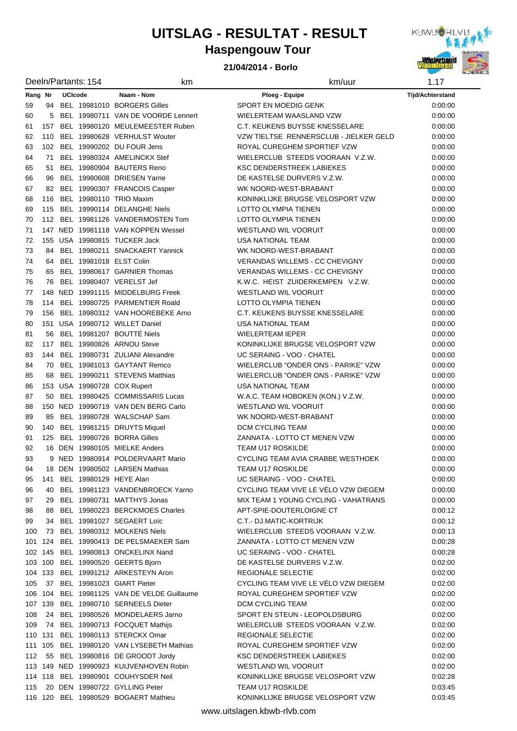# UITSLAG - RESULTAT - RESULT

## Haspengouw Tour

### 21/04/2014 - Borlo

Deeln/Partants: 154 km km/uur 1.17

| Rang | Nr | UCIcode | | Naam - Nom | Ploeg - Equipe | Tijd/Achterstand |
|---|---|---|---|---|---|---|
| 59 | 94 | BEL | 19981010 | BORGERS Gilles | SPORT EN MOEDIG GENK | 0:00:00 |
| 60 | 5 | BEL | 19980711 | VAN DE VOORDE Lennert | WIELERTEAM WAASLAND VZW | 0:00:00 |
| 61 | 157 | BEL | 19980120 | MEULEMEESTER Ruben | C.T. KEUKENS BUYSSE KNESSELARE | 0:00:00 |
| 62 | 110 | BEL | 19980628 | VERHULST Wouter | VZW TIELTSE RENNERSCLUB - JIELKER GELD | 0:00:00 |
| 63 | 102 | BEL | 19990202 | DU FOUR Jens | ROYAL CUREGHEM SPORTIEF VZW | 0:00:00 |
| 64 | 71 | BEL | 19980324 | AMELINCKX Stef | WIELERCLUB STEEDS VOORAAN V.Z.W. | 0:00:00 |
| 65 | 51 | BEL | 19980904 | BAUTERS Reno | KSC DENDERSTREEK LABIEKES | 0:00:00 |
| 66 | 96 | BEL | 19980608 | DRIESEN Yarne | DE KASTELSE DURVERS V.Z.W. | 0:00:00 |
| 67 | 82 | BEL | 19990307 | FRANCOIS Casper | WK NOORD-WEST-BRABANT | 0:00:00 |
| 68 | 116 | BEL | 19980110 | TRIO Maxim | KONINKLIJKE BRUGSE VELOSPORT VZW | 0:00:00 |
| 69 | 115 | BEL | 19990114 | DELANGHE Niels | LOTTO OLYMPIA TIENEN | 0:00:00 |
| 70 | 112 | BEL | 19981126 | VANDERMOSTEN Tom | LOTTO OLYMPIA TIENEN | 0:00:00 |
| 71 | 147 | NED | 19981118 | VAN KOPPEN Wessel | WESTLAND WIL VOORUIT | 0:00:00 |
| 72 | 155 | USA | 19980815 | TUCKER Jack | USA NATIONAL TEAM | 0:00:00 |
| 73 | 84 | BEL | 19980211 | SNACKAERT Yannick | WK NOORD-WEST-BRABANT | 0:00:00 |
| 74 | 64 | BEL | 19981018 | ELST Colin | VERANDAS WILLEMS - CC CHEVIGNY | 0:00:00 |
| 75 | 65 | BEL | 19980617 | GARNIER Thomas | VERANDAS WILLEMS - CC CHEVIGNY | 0:00:00 |
| 76 | 76 | BEL | 19980407 | VERELST Jef | K.W.C. HEIST ZUIDERKEMPEN V.Z.W. | 0:00:00 |
| 77 | 148 | NED | 19991115 | MIDDELBURG Freek | WESTLAND WIL VOORUIT | 0:00:00 |
| 78 | 114 | BEL | 19980725 | PARMENTIER Roald | LOTTO OLYMPIA TIENEN | 0:00:00 |
| 79 | 156 | BEL | 19980312 | VAN HOOREBEKE Arno | C.T. KEUKENS BUYSSE KNESSELARE | 0:00:00 |
| 80 | 151 | USA | 19980712 | WILLET Daniel | USA NATIONAL TEAM | 0:00:00 |
| 81 | 56 | BEL | 19981207 | BOUTTÉ Niels | WIELERTEAM IEPER | 0:00:00 |
| 82 | 117 | BEL | 19980826 | ARNOU Steve | KONINKLIJKE BRUGSE VELOSPORT VZW | 0:00:00 |
| 83 | 144 | BEL | 19980731 | ZULIANI Alexandre | UC SERAING - VOO - CHATEL | 0:00:00 |
| 84 | 70 | BEL | 19981013 | GAYTANT Remco | WIELERCLUB "ONDER ONS - PARIKE" VZW | 0:00:00 |
| 85 | 68 | BEL | 19990211 | STEVENS Matthias | WIELERCLUB "ONDER ONS - PARIKE" VZW | 0:00:00 |
| 86 | 153 | USA | 19980728 | COX Rupert | USA NATIONAL TEAM | 0:00:00 |
| 87 | 50 | BEL | 19980425 | COMMISSARIS Lucas | W.A.C. TEAM HOBOKEN (KON.) V.Z.W. | 0:00:00 |
| 88 | 150 | NED | 19990719 | VAN DEN BERG Carlo | WESTLAND WIL VOORUIT | 0:00:00 |
| 89 | 85 | BEL | 19980728 | WALSCHAP Sam | WK NOORD-WEST-BRABANT | 0:00:00 |
| 90 | 140 | BEL | 19981215 | DRUYTS Miquel | DCM CYCLING TEAM | 0:00:00 |
| 91 | 125 | BEL | 19980726 | BORRA Gilles | ZANNATA - LOTTO CT MENEN VZW | 0:00:00 |
| 92 | 16 | DEN | 19980105 | MIELKE Anders | TEAM U17 ROSKILDE | 0:00:00 |
| 93 | 9 | NED | 19980914 | POLDERVAART Mario | CYCLING TEAM AVIA CRABBE WESTHOEK | 0:00:00 |
| 94 | 18 | DEN | 19980502 | LARSEN Mathias | TEAM U17 ROSKILDE | 0:00:00 |
| 95 | 141 | BEL | 19980129 | HEYE Alan | UC SERAING - VOO - CHATEL | 0:00:00 |
| 96 | 40 | BEL | 19981123 | VANDENBROECK Yarno | CYCLING TEAM VIVE LE VÉLO VZW DIEGEM | 0:00:00 |
| 97 | 29 | BEL | 19980731 | MATTHYS Jonas | MIX TEAM 1 YOUNG CYCLING - VAHATRANS | 0:00:00 |
| 98 | 88 | BEL | 19980223 | BERCKMOES Charles | APT-SPIE-DOUTERLOIGNE CT | 0:00:12 |
| 99 | 34 | BEL | 19981027 | SEGAERT Loïc | C.T.- DJ.MATIC-KORTRIJK | 0:00:12 |
| 100 | 73 | BEL | 19980312 | MOLKENS Niels | WIELERCLUB STEEDS VOORAAN V.Z.W. | 0:00:13 |
| 101 | 124 | BEL | 19990413 | DE PELSMAEKER Sam | ZANNATA - LOTTO CT MENEN VZW | 0:00:28 |
| 102 | 145 | BEL | 19980813 | ONCKELINX Nand | UC SERAING - VOO - CHATEL | 0:00:28 |
| 103 | 100 | BEL | 19990520 | GEERTS Bjorn | DE KASTELSE DURVERS V.Z.W. | 0:02:00 |
| 104 | 133 | BEL | 19991212 | ARKESTEYN Aron | REGIONALE SELECTIE | 0:02:00 |
| 105 | 37 | BEL | 19981023 | GIART Pieter | CYCLING TEAM VIVE LE VÉLO VZW DIEGEM | 0:02:00 |
| 106 | 104 | BEL | 19981125 | VAN DE VELDE Guillaume | ROYAL CUREGHEM SPORTIEF VZW | 0:02:00 |
| 107 | 139 | BEL | 19980710 | SERNEELS Dieter | DCM CYCLING TEAM | 0:02:00 |
| 108 | 24 | BEL | 19980526 | MONDELAERS Jarno | SPORT EN STEUN - LEOPOLDSBURG | 0:02:00 |
| 109 | 74 | BEL | 19990713 | FOCQUET Mathijs | WIELERCLUB STEEDS VOORAAN V.Z.W. | 0:02:00 |
| 110 | 131 | BEL | 19980113 | STERCKX Omar | REGIONALE SELECTIE | 0:02:00 |
| 111 | 105 | BEL | 19980120 | VAN LYSEBETH Mathias | ROYAL CUREGHEM SPORTIEF VZW | 0:02:00 |
| 112 | 55 | BEL | 19980816 | DE GROODT Jordy | KSC DENDERSTREEK LABIEKES | 0:02:00 |
| 113 | 149 | NED | 19990923 | KUIJVENHOVEN Robin | WESTLAND WIL VOORUIT | 0:02:00 |
| 114 | 118 | BEL | 19980901 | COUHYSDER Neil | KONINKLIJKE BRUGSE VELOSPORT VZW | 0:02:28 |
| 115 | 20 | DEN | 19980722 | GYLLING Peter | TEAM U17 ROSKILDE | 0:03:45 |
| 116 | 120 | BEL | 19980529 | BOGAERT Mathieu | KONINKLIJKE BRUGSE VELOSPORT VZW | 0:03:45 |

www.uitslagen.kbwb-rlvb.com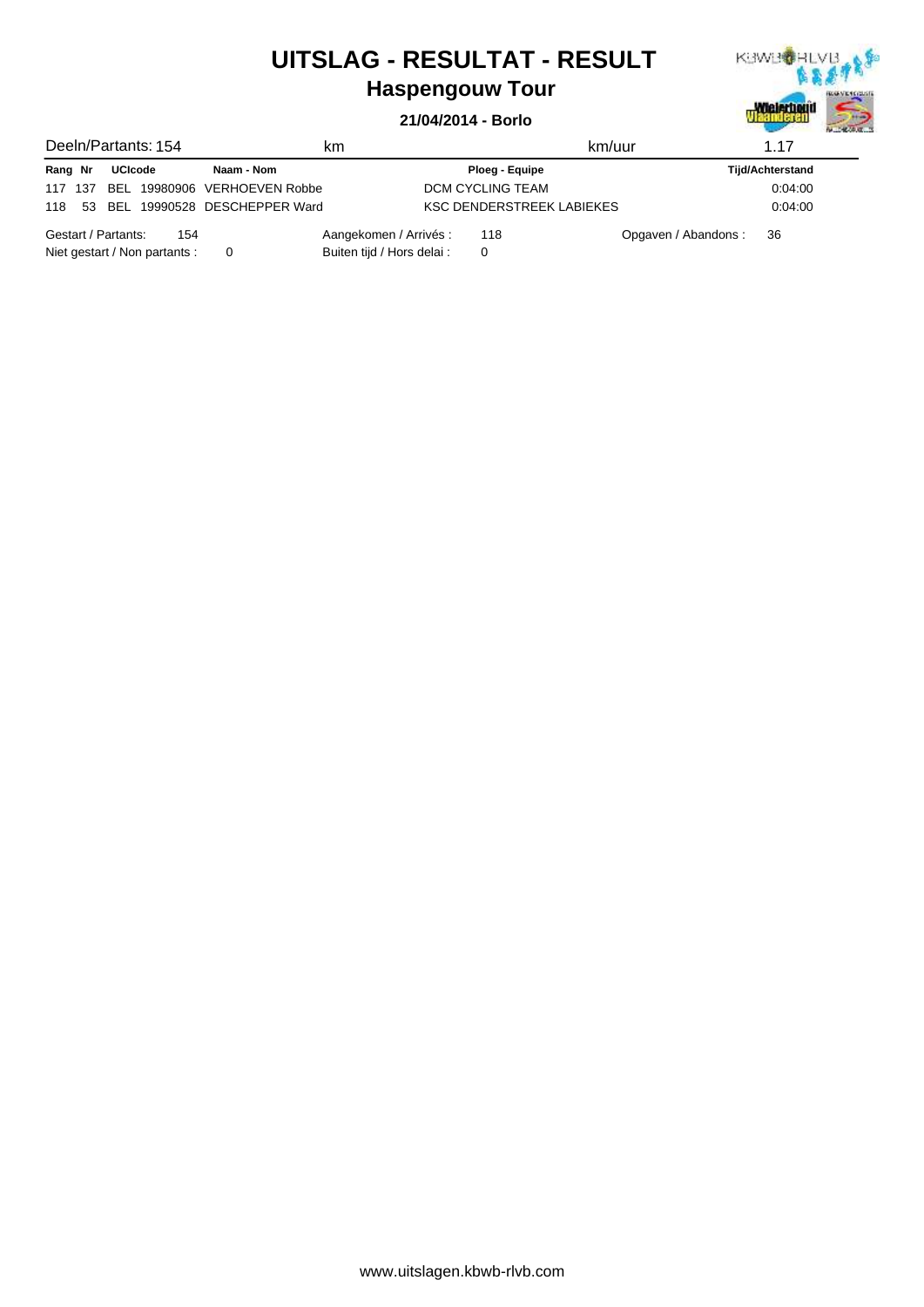# UITSLAG - RESULTAT - RESULT

## Haspengouw Tour

### 21/04/2014 - Borlo

Deeln/Partants: 154 km km/uur 1.17

| Rang | Nr | UCIcode | Naam - Nom | Ploeg - Equipe | Tijd/Achterstand |
|---|---|---|---|---|---|
| 117 | 137 | BEL 19980906 | VERHOEVEN Robbe | DCM CYCLING TEAM | 0:04:00 |
| 118 | 53 | BEL 19990528 | DESCHEPPER Ward | KSC DENDERSTREEK LABIEKES | 0:04:00 |

Gestart / Partants: 154 Aangekomen / Arrivés : 118 Opgaven / Abandons : 36

Niet gestart / Non partants : 0 Buiten tijd / Hors delai : 0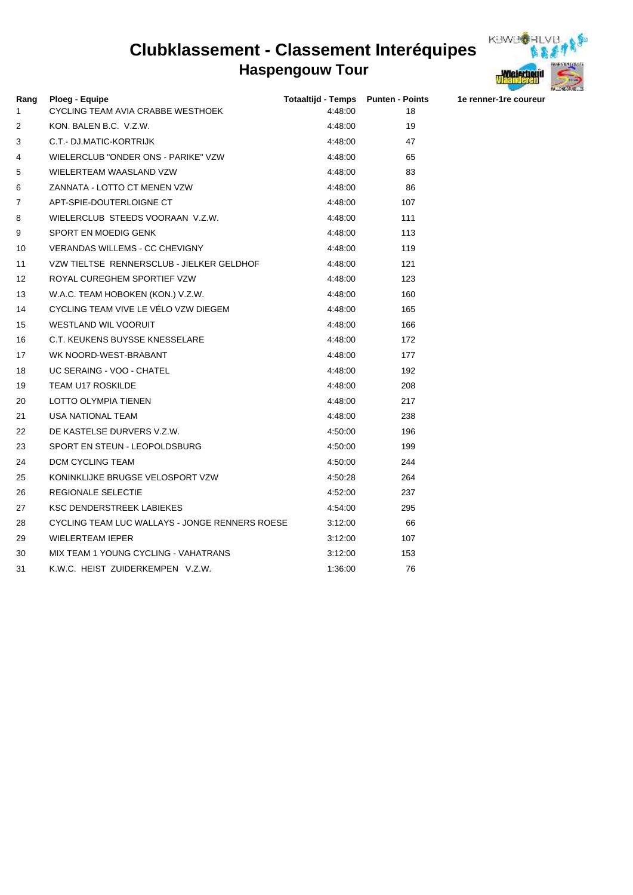# Clubklassement - Classement Interéquipes

## Haspengouw Tour

| Rang | Ploeg - Equipe | Totaaltijd - Temps | Punten - Points | 1e renner-1re coureur |
|---|---|---|---|---|
| 1 | CYCLING TEAM AVIA CRABBE WESTHOEK | 4:48:00 | 18 | |
| 2 | KON. BALEN B.C. V.Z.W. | 4:48:00 | 19 | |
| 3 | C.T.- DJ.MATIC-KORTRIJK | 4:48:00 | 47 | |
| 4 | WIELERCLUB "ONDER ONS - PARIKE" VZW | 4:48:00 | 65 | |
| 5 | WIELERTEAM WAASLAND VZW | 4:48:00 | 83 | |
| 6 | ZANNATA - LOTTO CT MENEN VZW | 4:48:00 | 86 | |
| 7 | APT-SPIE-DOUTERLOIGNE CT | 4:48:00 | 107 | |
| 8 | WIELERCLUB STEEDS VOORAAN V.Z.W. | 4:48:00 | 111 | |
| 9 | SPORT EN MOEDIG GENK | 4:48:00 | 113 | |
| 10 | VERANDAS WILLEMS - CC CHEVIGNY | 4:48:00 | 119 | |
| 11 | VZW TIELTSE RENNERSCLUB - JIELKER GELDHOF | 4:48:00 | 121 | |
| 12 | ROYAL CUREGHEM SPORTIEF VZW | 4:48:00 | 123 | |
| 13 | W.A.C. TEAM HOBOKEN (KON.) V.Z.W. | 4:48:00 | 160 | |
| 14 | CYCLING TEAM VIVE LE VÉLO VZW DIEGEM | 4:48:00 | 165 | |
| 15 | WESTLAND WIL VOORUIT | 4:48:00 | 166 | |
| 16 | C.T. KEUKENS BUYSSE KNESSELARE | 4:48:00 | 172 | |
| 17 | WK NOORD-WEST-BRABANT | 4:48:00 | 177 | |
| 18 | UC SERAING - VOO - CHATEL | 4:48:00 | 192 | |
| 19 | TEAM U17 ROSKILDE | 4:48:00 | 208 | |
| 20 | LOTTO OLYMPIA TIENEN | 4:48:00 | 217 | |
| 21 | USA NATIONAL TEAM | 4:48:00 | 238 | |
| 22 | DE KASTELSE DURVERS V.Z.W. | 4:50:00 | 196 | |
| 23 | SPORT EN STEUN - LEOPOLDSBURG | 4:50:00 | 199 | |
| 24 | DCM CYCLING TEAM | 4:50:00 | 244 | |
| 25 | KONINKLIJKE BRUGSE VELOSPORT VZW | 4:50:28 | 264 | |
| 26 | REGIONALE SELECTIE | 4:52:00 | 237 | |
| 27 | KSC DENDERSTREEK LABIEKES | 4:54:00 | 295 | |
| 28 | CYCLING TEAM LUC WALLAYS - JONGE RENNERS ROESE | 3:12:00 | 66 | |
| 29 | WIELERTEAM IEPER | 3:12:00 | 107 | |
| 30 | MIX TEAM 1 YOUNG CYCLING - VAHATRANS | 3:12:00 | 153 | |
| 31 | K.W.C. HEIST ZUIDERKEMPEN V.Z.W. | 1:36:00 | 76 | |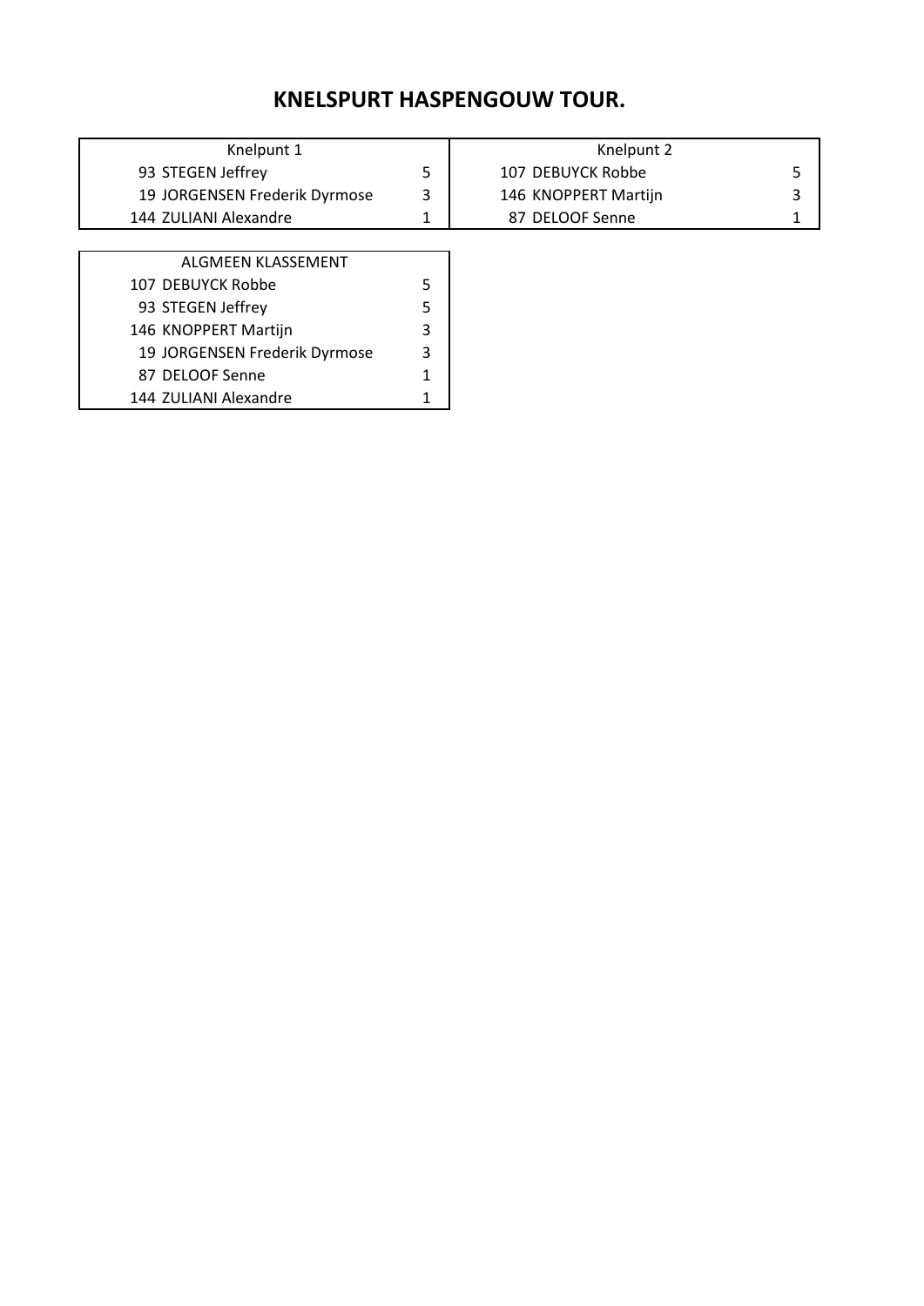# KNELSPURT HASPENGOUW TOUR.

| Knelpunt 1 | |
|---|---|
| 93 STEGEN Jeffrey | 5 |
| 19 JORGENSEN Frederik Dyrmose | 3 |
| 144 ZULIANI Alexandre | 1 |

| Knelpunt 2 | |
|---|---|
| 107 DEBUYCK Robbe | 5 |
| 146 KNOPPERT Martijn | 3 |
| 87 DELOOF Senne | 1 |

| ALGMEEN KLASSEMENT | |
|---|---|
| 107 DEBUYCK Robbe | 5 |
| 93 STEGEN Jeffrey | 5 |
| 146 KNOPPERT Martijn | 3 |
| 19 JORGENSEN Frederik Dyrmose | 3 |
| 87 DELOOF Senne | 1 |
| 144 ZULIANI Alexandre | 1 |